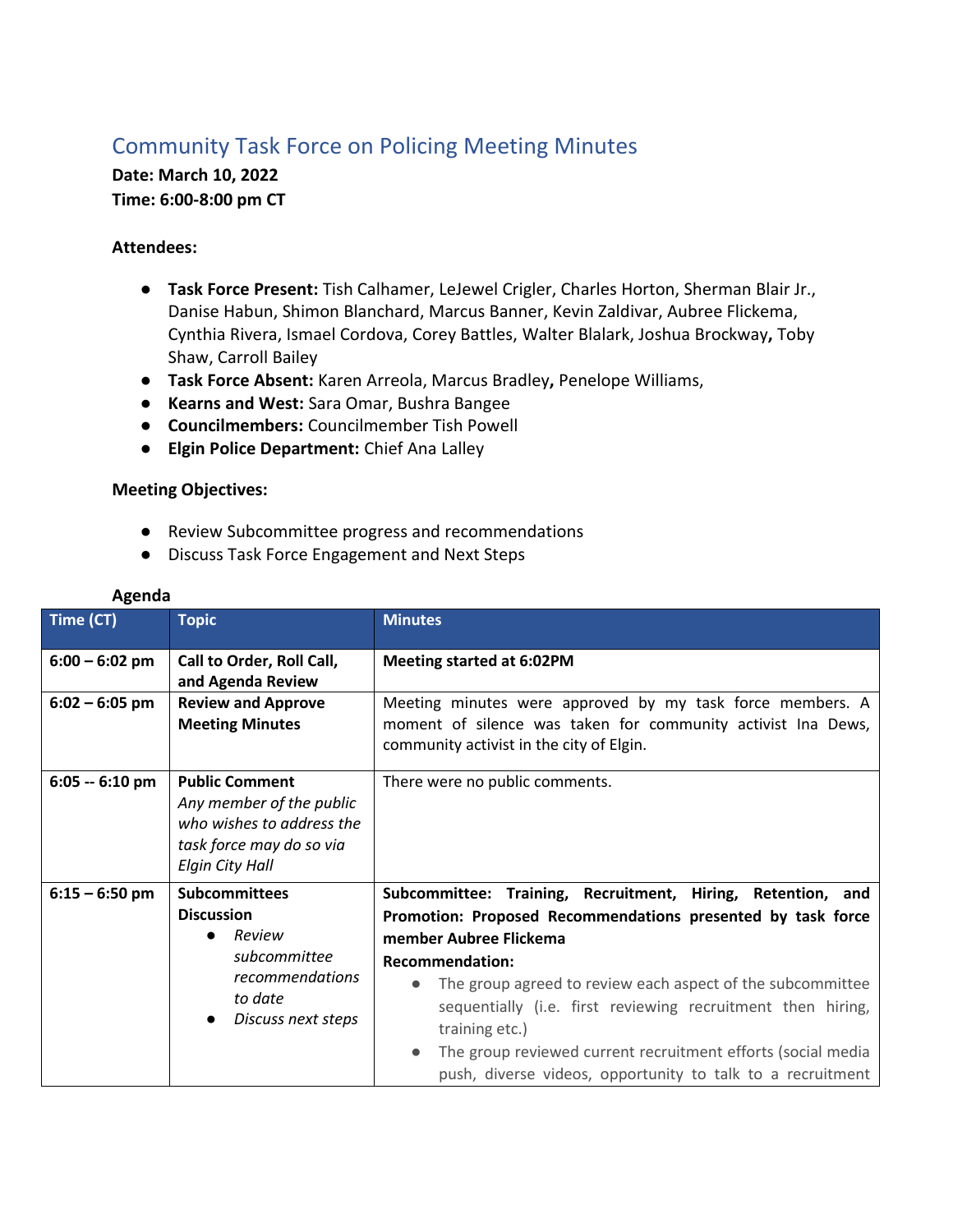# Community Task Force on Policing Meeting Minutes

**Date: March 10, 2022**
**Time: 6:00-8:00 pm CT**

**Attendees:**

- **Task Force Present:** Tish Calhamer, LeJewel Crigler, Charles Horton, Sherman Blair Jr., Danise Habun, Shimon Blanchard, Marcus Banner, Kevin Zaldivar, Aubree Flickema, Cynthia Rivera, Ismael Cordova, Corey Battles, Walter Blalark, Joshua Brockway**,** Toby Shaw, Carroll Bailey
- **Task Force Absent:** Karen Arreola, Marcus Bradley**,** Penelope Williams,
- **Kearns and West:** Sara Omar, Bushra Bangee
- **Councilmembers:** Councilmember Tish Powell
- **Elgin Police Department:** Chief Ana Lalley

**Meeting Objectives:**

- Review Subcommittee progress and recommendations
- Discuss Task Force Engagement and Next Steps

**Agenda**

| Time (CT) | Topic | Minutes |
|---|---|---|
| **6:00 – 6:02 pm** | **Call to Order, Roll Call, and Agenda Review** | **Meeting started at 6:02PM** |
| **6:02 – 6:05 pm** | **Review and Approve Meeting Minutes** | Meeting minutes were approved by my task force members. A moment of silence was taken for community activist Ina Dews, community activist in the city of Elgin. |
| **6:05 -- 6:10 pm** | **Public Comment** *Any member of the public who wishes to address the task force may do so via Elgin City Hall* | There were no public comments. |
| **6:15 – 6:50 pm** | **Subcommittees Discussion** <br>● *Review subcommittee recommendations to date* <br>● *Discuss next steps* | **Subcommittee: Training, Recruitment, Hiring, Retention, and Promotion: Proposed Recommendations presented by task force member Aubree Flickema** <br>**Recommendation:** <br>● The group agreed to review each aspect of the subcommittee sequentially (i.e. first reviewing recruitment then hiring, training etc.) <br>● The group reviewed current recruitment efforts (social media push, diverse videos, opportunity to talk to a recruitment |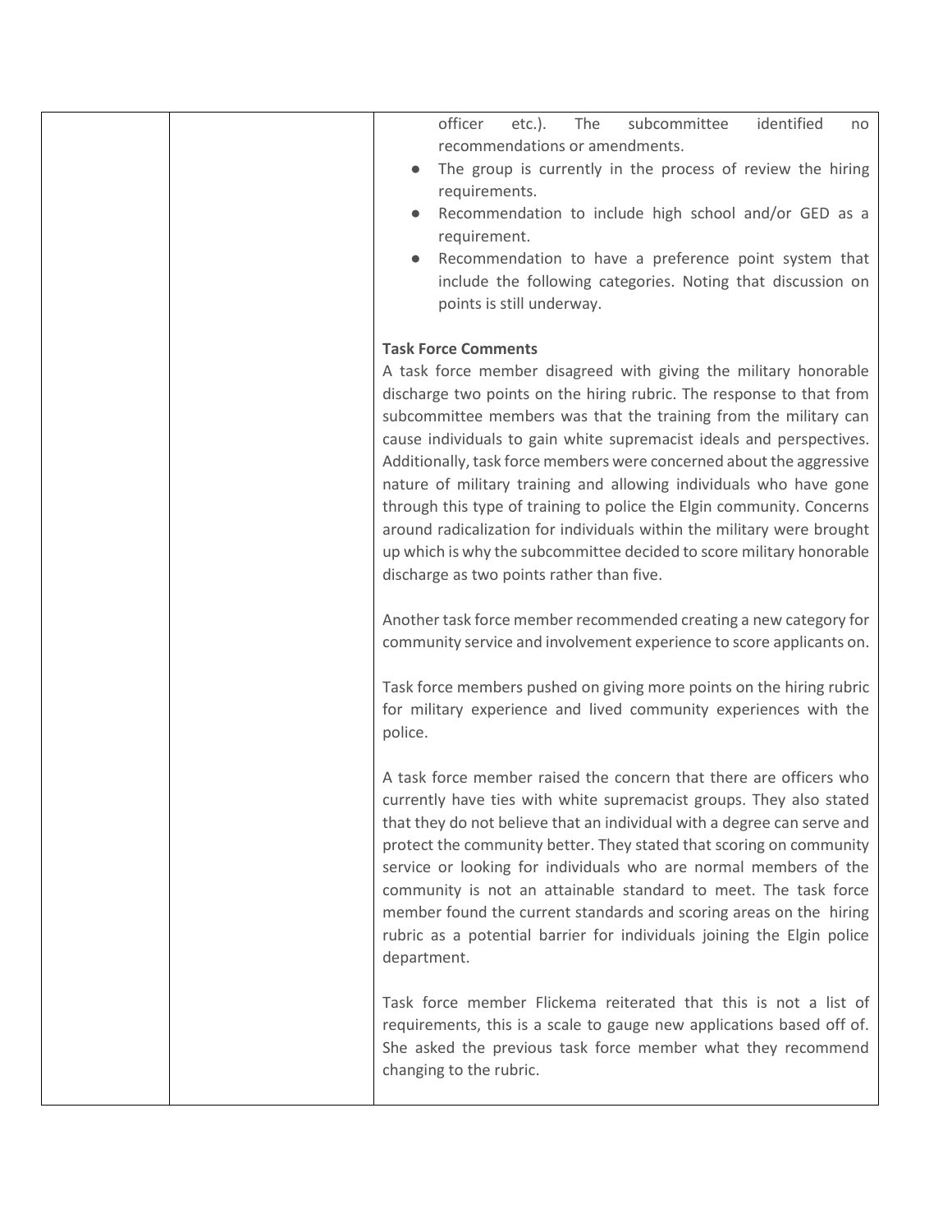| | | officer etc.). The subcommittee identified no recommendations or amendments.<br>● The group is currently in the process of review the hiring requirements.<br>● Recommendation to include high school and/or GED as a requirement.<br>● Recommendation to have a preference point system that include the following categories. Noting that discussion on points is still underway.<br><br>**Task Force Comments**<br>A task force member disagreed with giving the military honorable discharge two points on the hiring rubric. The response to that from subcommittee members was that the training from the military can cause individuals to gain white supremacist ideals and perspectives. Additionally, task force members were concerned about the aggressive nature of military training and allowing individuals who have gone through this type of training to police the Elgin community. Concerns around radicalization for individuals within the military were brought up which is why the subcommittee decided to score military honorable discharge as two points rather than five.<br><br>Another task force member recommended creating a new category for community service and involvement experience to score applicants on.<br><br>Task force members pushed on giving more points on the hiring rubric for military experience and lived community experiences with the police.<br><br>A task force member raised the concern that there are officers who currently have ties with white supremacist groups. They also stated that they do not believe that an individual with a degree can serve and protect the community better. They stated that scoring on community service or looking for individuals who are normal members of the community is not an attainable standard to meet. The task force member found the current standards and scoring areas on the hiring rubric as a potential barrier for individuals joining the Elgin police department.<br><br>Task force member Flickema reiterated that this is not a list of requirements, this is a scale to gauge new applications based off of. She asked the previous task force member what they recommend changing to the rubric. |
|---|---|---|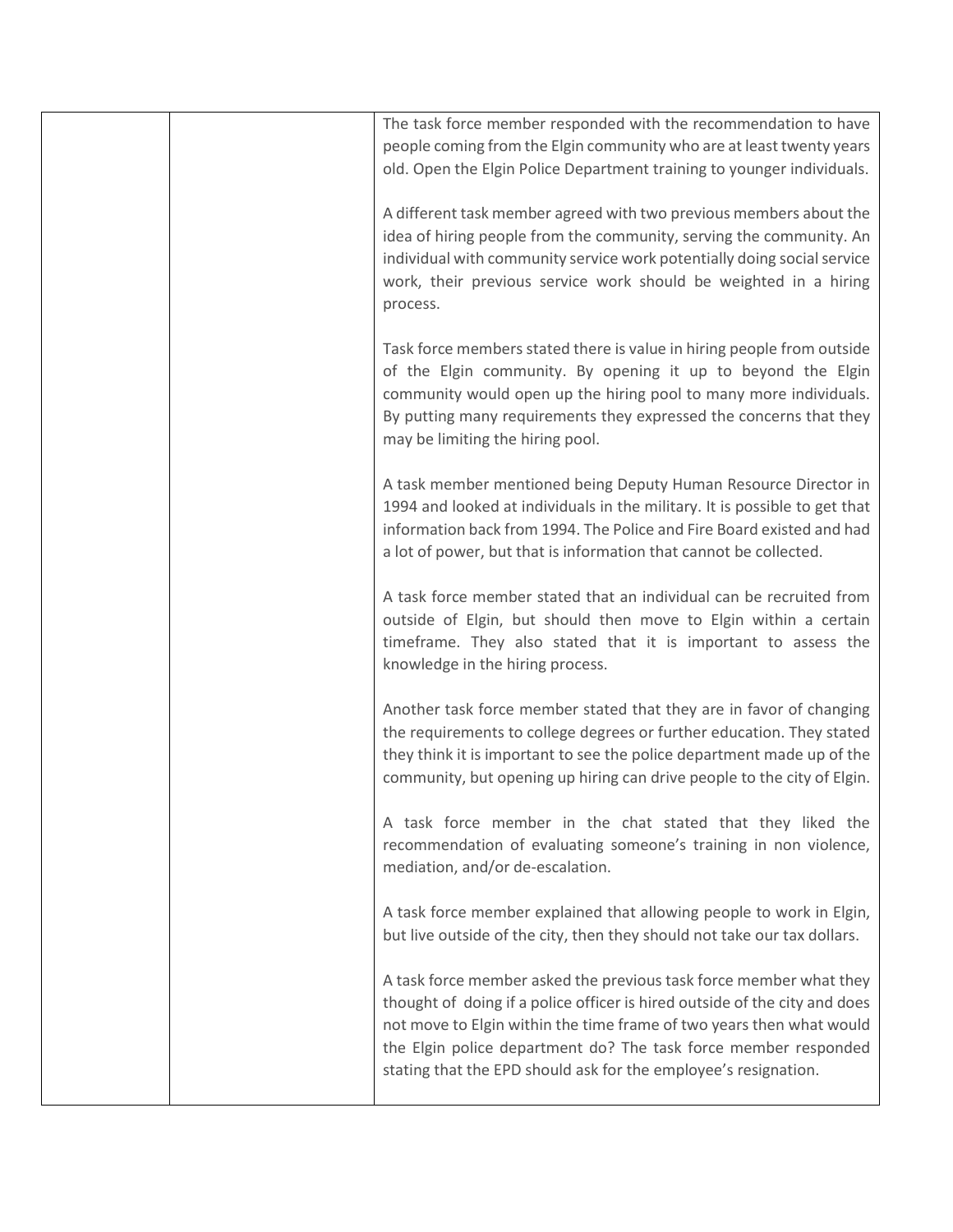| | | |
|---|---|---|
| | | The task force member responded with the recommendation to have people coming from the Elgin community who are at least twenty years old. Open the Elgin Police Department training to younger individuals.<br><br>A different task member agreed with two previous members about the idea of hiring people from the community, serving the community. An individual with community service work potentially doing social service work, their previous service work should be weighted in a hiring process.<br><br>Task force members stated there is value in hiring people from outside of the Elgin community. By opening it up to beyond the Elgin community would open up the hiring pool to many more individuals. By putting many requirements they expressed the concerns that they may be limiting the hiring pool.<br><br>A task member mentioned being Deputy Human Resource Director in 1994 and looked at individuals in the military. It is possible to get that information back from 1994. The Police and Fire Board existed and had a lot of power, but that is information that cannot be collected.<br><br>A task force member stated that an individual can be recruited from outside of Elgin, but should then move to Elgin within a certain timeframe. They also stated that it is important to assess the knowledge in the hiring process.<br><br>Another task force member stated that they are in favor of changing the requirements to college degrees or further education. They stated they think it is important to see the police department made up of the community, but opening up hiring can drive people to the city of Elgin.<br><br>A task force member in the chat stated that they liked the recommendation of evaluating someone's training in non violence, mediation, and/or de-escalation.<br><br>A task force member explained that allowing people to work in Elgin, but live outside of the city, then they should not take our tax dollars.<br><br>A task force member asked the previous task force member what they thought of doing if a police officer is hired outside of the city and does not move to Elgin within the time frame of two years then what would the Elgin police department do? The task force member responded stating that the EPD should ask for the employee's resignation. |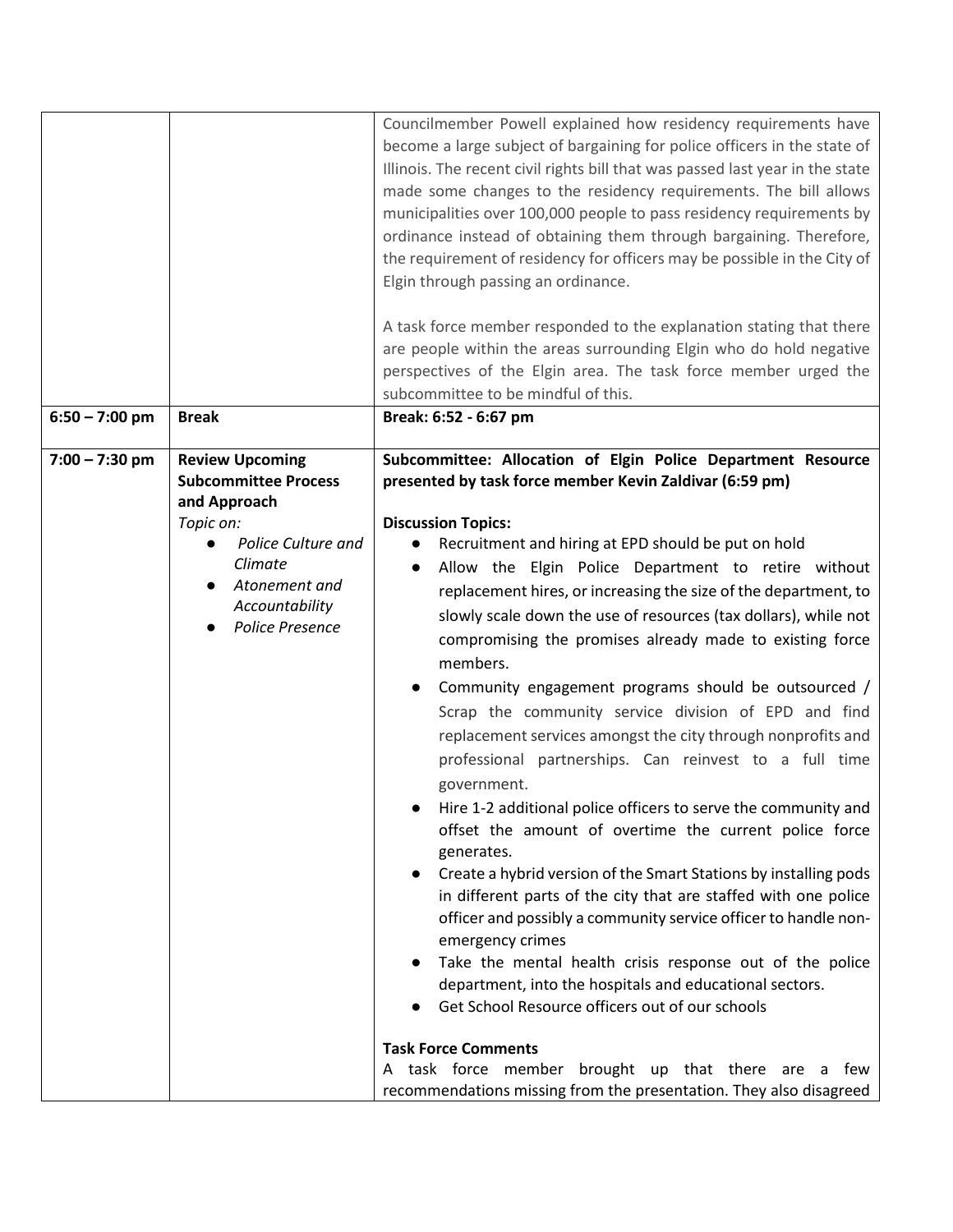| | | |
|---|---|---|
| | | Councilmember Powell explained how residency requirements have become a large subject of bargaining for police officers in the state of Illinois. The recent civil rights bill that was passed last year in the state made some changes to the residency requirements. The bill allows municipalities over 100,000 people to pass residency requirements by ordinance instead of obtaining them through bargaining. Therefore, the requirement of residency for officers may be possible in the City of Elgin through passing an ordinance.<br><br>A task force member responded to the explanation stating that there are people within the areas surrounding Elgin who do hold negative perspectives of the Elgin area. The task force member urged the subcommittee to be mindful of this. |
| **6:50 – 7:00 pm** | **Break** | **Break: 6:52 - 6:67 pm** |
| **7:00 – 7:30 pm** | **Review Upcoming Subcommittee Process and Approach**<br>*Topic on:*<br>● *Police Culture and Climate*<br>● *Atonement and Accountability*<br>● *Police Presence* | **Subcommittee: Allocation of Elgin Police Department Resource presented by task force member Kevin Zaldivar (6:59 pm)**<br><br>**Discussion Topics:**<br>● Recruitment and hiring at EPD should be put on hold<br>● Allow the Elgin Police Department to retire without replacement hires, or increasing the size of the department, to slowly scale down the use of resources (tax dollars), while not compromising the promises already made to existing force members.<br>● Community engagement programs should be outsourced / Scrap the community service division of EPD and find replacement services amongst the city through nonprofits and professional partnerships. Can reinvest to a full time government.<br>● Hire 1-2 additional police officers to serve the community and offset the amount of overtime the current police force generates.<br>● Create a hybrid version of the Smart Stations by installing pods in different parts of the city that are staffed with one police officer and possibly a community service officer to handle non-emergency crimes<br>● Take the mental health crisis response out of the police department, into the hospitals and educational sectors.<br>● Get School Resource officers out of our schools<br><br>**Task Force Comments**<br>A task force member brought up that there are a few recommendations missing from the presentation. They also disagreed |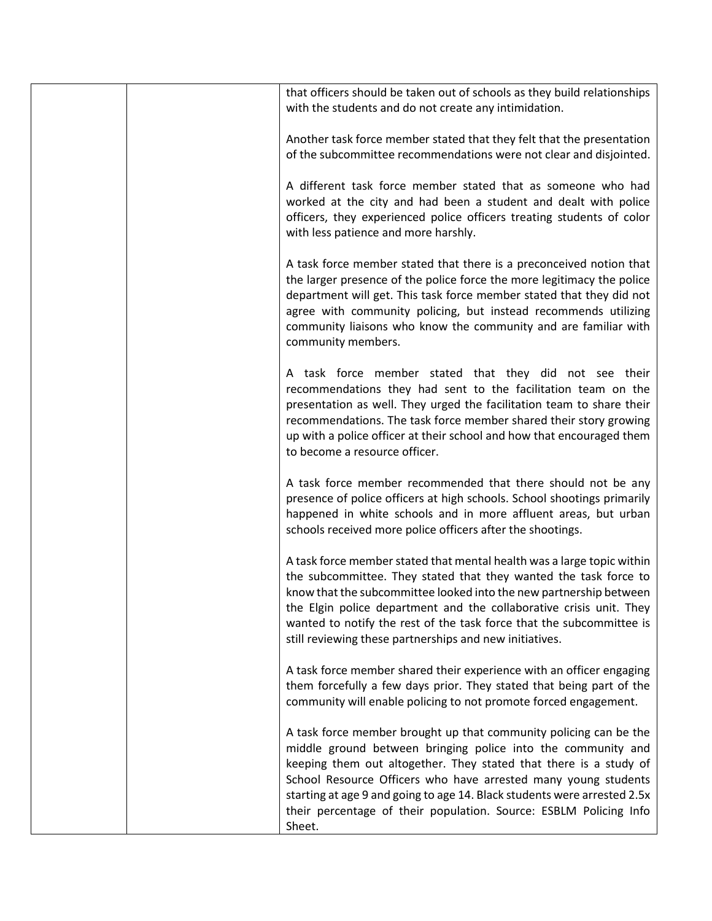| | | that officers should be taken out of schools as they build relationships with the students and do not create any intimidation.<br><br>Another task force member stated that they felt that the presentation of the subcommittee recommendations were not clear and disjointed.<br><br>A different task force member stated that as someone who had worked at the city and had been a student and dealt with police officers, they experienced police officers treating students of color with less patience and more harshly.<br><br>A task force member stated that there is a preconceived notion that the larger presence of the police force the more legitimacy the police department will get. This task force member stated that they did not agree with community policing, but instead recommends utilizing community liaisons who know the community and are familiar with community members.<br><br>A task force member stated that they did not see their recommendations they had sent to the facilitation team on the presentation as well. They urged the facilitation team to share their recommendations. The task force member shared their story growing up with a police officer at their school and how that encouraged them to become a resource officer.<br><br>A task force member recommended that there should not be any presence of police officers at high schools. School shootings primarily happened in white schools and in more affluent areas, but urban schools received more police officers after the shootings.<br><br>A task force member stated that mental health was a large topic within the subcommittee. They stated that they wanted the task force to know that the subcommittee looked into the new partnership between the Elgin police department and the collaborative crisis unit. They wanted to notify the rest of the task force that the subcommittee is still reviewing these partnerships and new initiatives.<br><br>A task force member shared their experience with an officer engaging them forcefully a few days prior. They stated that being part of the community will enable policing to not promote forced engagement.<br><br>A task force member brought up that community policing can be the middle ground between bringing police into the community and keeping them out altogether. They stated that there is a study of School Resource Officers who have arrested many young students starting at age 9 and going to age 14. Black students were arrested 2.5x their percentage of their population. Source: ESBLM Policing Info Sheet. |
|---|---|---|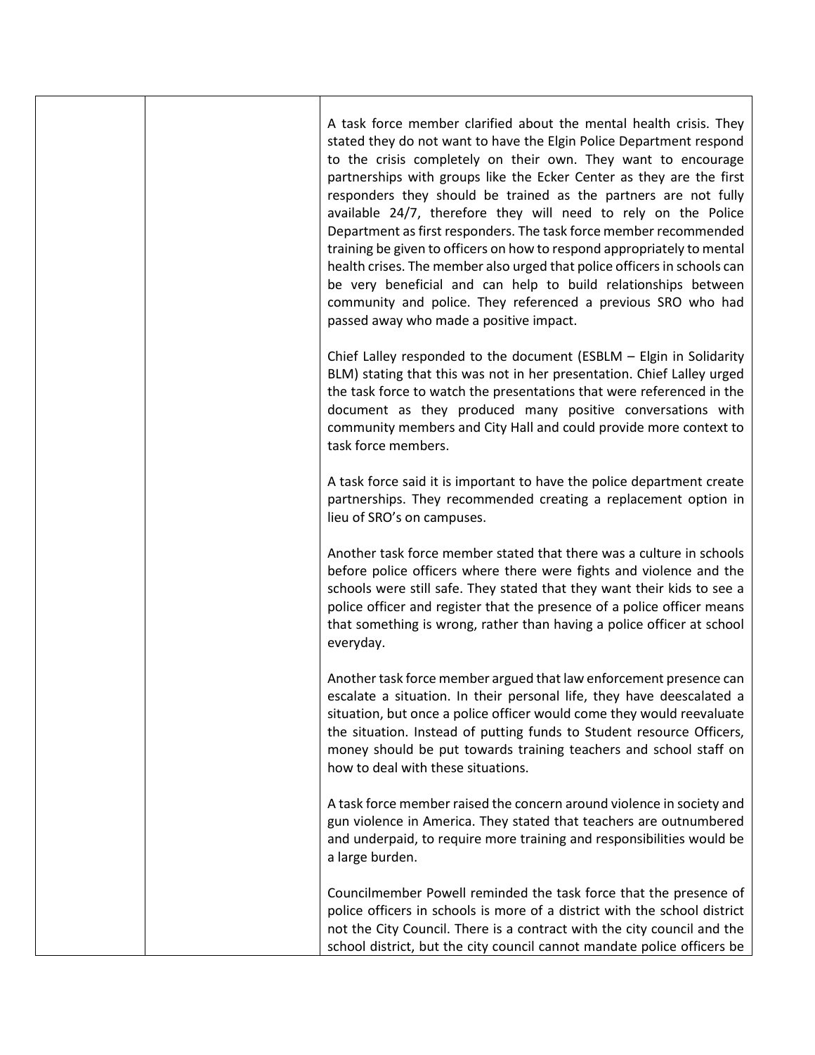| | | |
|---|---|---|
| | | A task force member clarified about the mental health crisis. They stated they do not want to have the Elgin Police Department respond to the crisis completely on their own. They want to encourage partnerships with groups like the Ecker Center as they are the first responders they should be trained as the partners are not fully available 24/7, therefore they will need to rely on the Police Department as first responders. The task force member recommended training be given to officers on how to respond appropriately to mental health crises. The member also urged that police officers in schools can be very beneficial and can help to build relationships between community and police. They referenced a previous SRO who had passed away who made a positive impact.<br><br>Chief Lalley responded to the document (ESBLM – Elgin in Solidarity BLM) stating that this was not in her presentation. Chief Lalley urged the task force to watch the presentations that were referenced in the document as they produced many positive conversations with community members and City Hall and could provide more context to task force members.<br><br>A task force said it is important to have the police department create partnerships. They recommended creating a replacement option in lieu of SRO's on campuses.<br><br>Another task force member stated that there was a culture in schools before police officers where there were fights and violence and the schools were still safe. They stated that they want their kids to see a police officer and register that the presence of a police officer means that something is wrong, rather than having a police officer at school everyday.<br><br>Another task force member argued that law enforcement presence can escalate a situation. In their personal life, they have deescalated a situation, but once a police officer would come they would reevaluate the situation. Instead of putting funds to Student resource Officers, money should be put towards training teachers and school staff on how to deal with these situations.<br><br>A task force member raised the concern around violence in society and gun violence in America. They stated that teachers are outnumbered and underpaid, to require more training and responsibilities would be a large burden.<br><br>Councilmember Powell reminded the task force that the presence of police officers in schools is more of a district with the school district not the City Council. There is a contract with the city council and the school district, but the city council cannot mandate police officers be |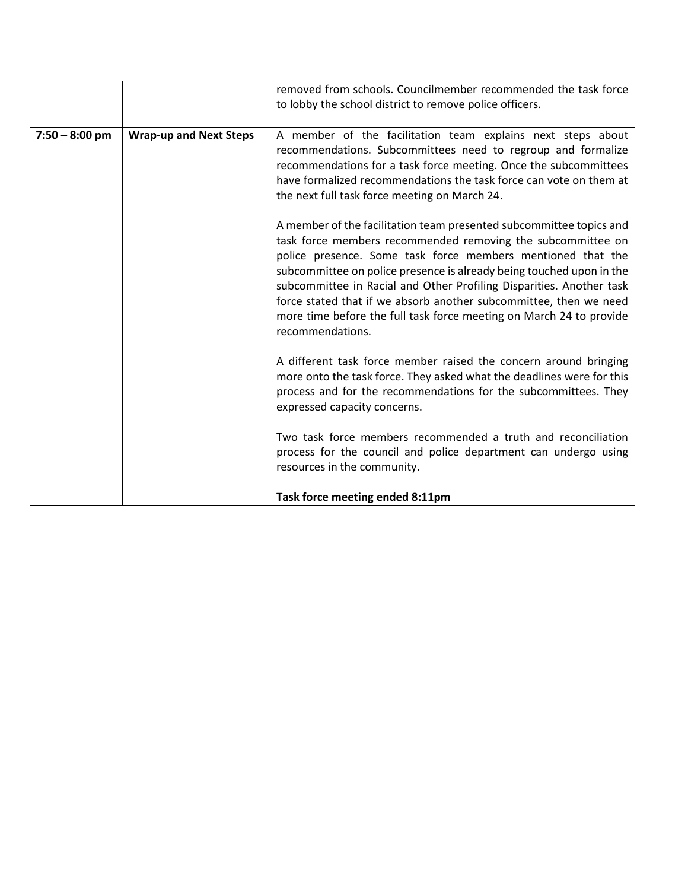| | | |
|---|---|---|
| | | removed from schools. Councilmember recommended the task force to lobby the school district to remove police officers. |
| **7:50 – 8:00 pm** | **Wrap-up and Next Steps** | A member of the facilitation team explains next steps about recommendations. Subcommittees need to regroup and formalize recommendations for a task force meeting. Once the subcommittees have formalized recommendations the task force can vote on them at the next full task force meeting on March 24.<br><br>A member of the facilitation team presented subcommittee topics and task force members recommended removing the subcommittee on police presence. Some task force members mentioned that the subcommittee on police presence is already being touched upon in the subcommittee in Racial and Other Profiling Disparities. Another task force stated that if we absorb another subcommittee, then we need more time before the full task force meeting on March 24 to provide recommendations.<br><br>A different task force member raised the concern around bringing more onto the task force. They asked what the deadlines were for this process and for the recommendations for the subcommittees. They expressed capacity concerns.<br><br>Two task force members recommended a truth and reconciliation process for the council and police department can undergo using resources in the community.<br><br>**Task force meeting ended 8:11pm** |